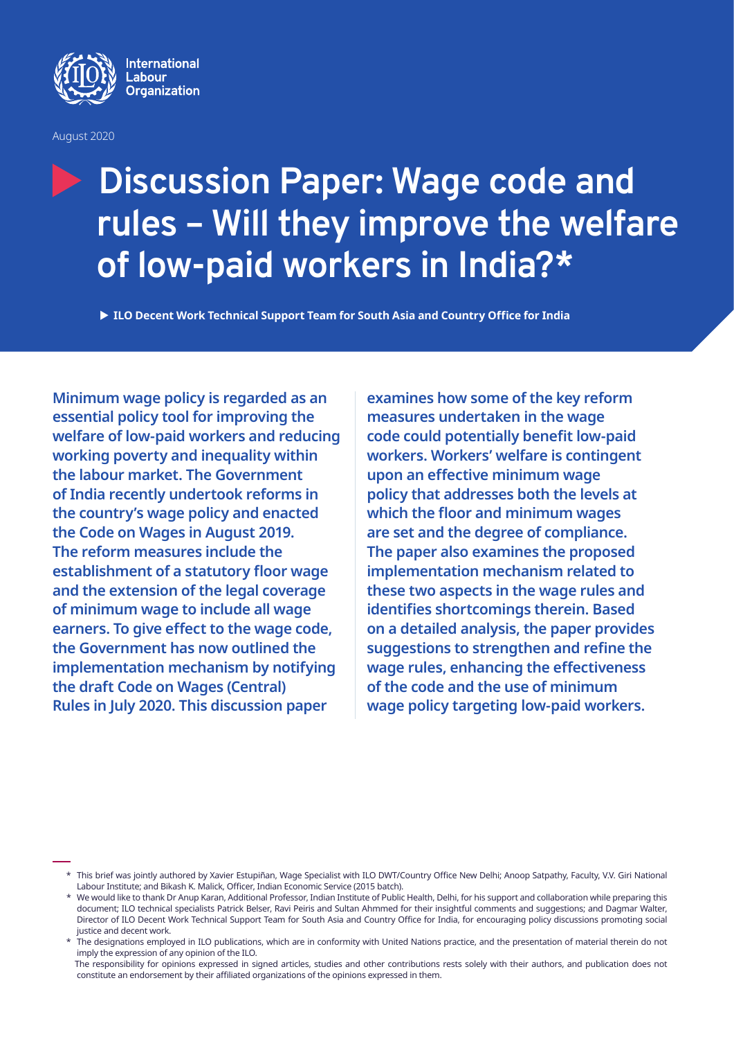International Labour Organization

August 2020

# Discussion Paper: Wage code and rules – Will they improve the welfare of low-paid workers in India?*

▶ **ILO Decent Work Technical Support Team for South Asia and Country Office for India**

**Minimum wage policy is regarded as an essential policy tool for improving the welfare of low-paid workers and reducing working poverty and inequality within the labour market. The Government of India recently undertook reforms in the country's wage policy and enacted the Code on Wages in August 2019. The reform measures include the establishment of a statutory floor wage and the extension of the legal coverage of minimum wage to include all wage earners. To give effect to the wage code, the Government has now outlined the implementation mechanism by notifying the draft Code on Wages (Central) Rules in July 2020. This discussion paper examines how some of the key reform measures undertaken in the wage code could potentially benefit low-paid workers. Workers' welfare is contingent upon an effective minimum wage policy that addresses both the levels at which the floor and minimum wages are set and the degree of compliance. The paper also examines the proposed implementation mechanism related to these two aspects in the wage rules and identifies shortcomings therein. Based on a detailed analysis, the paper provides suggestions to strengthen and refine the wage rules, enhancing the effectiveness of the code and the use of minimum wage policy targeting low-paid workers.**

---

\* This brief was jointly authored by Xavier Estupiñan, Wage Specialist with ILO DWT/Country Office New Delhi; Anoop Satpathy, Faculty, V.V. Giri National Labour Institute; and Bikash K. Malick, Officer, Indian Economic Service (2015 batch).

\* We would like to thank Dr Anup Karan, Additional Professor, Indian Institute of Public Health, Delhi, for his support and collaboration while preparing this document; ILO technical specialists Patrick Belser, Ravi Peiris and Sultan Ahmmed for their insightful comments and suggestions; and Dagmar Walter, Director of ILO Decent Work Technical Support Team for South Asia and Country Office for India, for encouraging policy discussions promoting social justice and decent work.

\* The designations employed in ILO publications, which are in conformity with United Nations practice, and the presentation of material therein do not imply the expression of any opinion of the ILO.

The responsibility for opinions expressed in signed articles, studies and other contributions rests solely with their authors, and publication does not constitute an endorsement by their affiliated organizations of the opinions expressed in them.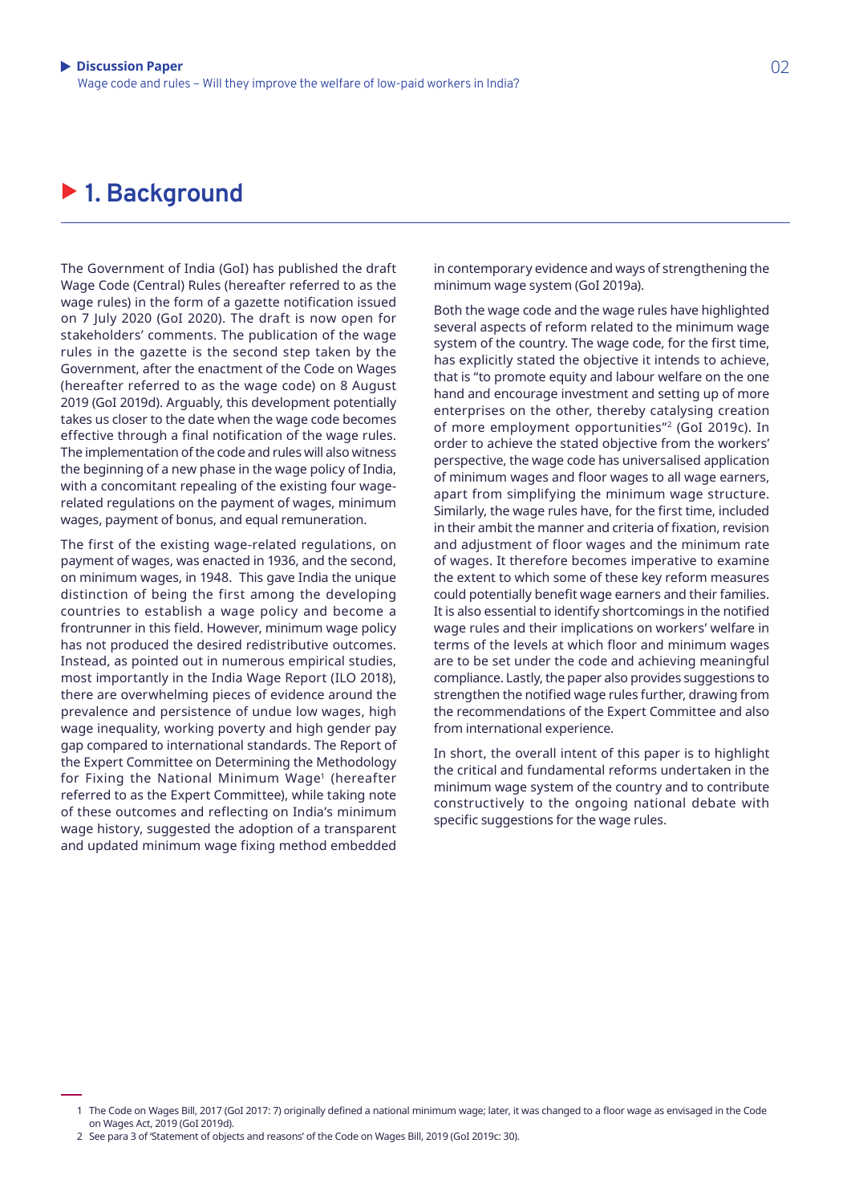# 1. Background

The Government of India (GoI) has published the draft Wage Code (Central) Rules (hereafter referred to as the wage rules) in the form of a gazette notification issued on 7 July 2020 (GoI 2020). The draft is now open for stakeholders' comments. The publication of the wage rules in the gazette is the second step taken by the Government, after the enactment of the Code on Wages (hereafter referred to as the wage code) on 8 August 2019 (GoI 2019d). Arguably, this development potentially takes us closer to the date when the wage code becomes effective through a final notification of the wage rules. The implementation of the code and rules will also witness the beginning of a new phase in the wage policy of India, with a concomitant repealing of the existing four wage-related regulations on the payment of wages, minimum wages, payment of bonus, and equal remuneration.

The first of the existing wage-related regulations, on payment of wages, was enacted in 1936, and the second, on minimum wages, in 1948. This gave India the unique distinction of being the first among the developing countries to establish a wage policy and become a frontrunner in this field. However, minimum wage policy has not produced the desired redistributive outcomes. Instead, as pointed out in numerous empirical studies, most importantly in the India Wage Report (ILO 2018), there are overwhelming pieces of evidence around the prevalence and persistence of undue low wages, high wage inequality, working poverty and high gender pay gap compared to international standards. The Report of the Expert Committee on Determining the Methodology for Fixing the National Minimum Wage[1] (hereafter referred to as the Expert Committee), while taking note of these outcomes and reflecting on India's minimum wage history, suggested the adoption of a transparent and updated minimum wage fixing method embedded in contemporary evidence and ways of strengthening the minimum wage system (GoI 2019a).

Both the wage code and the wage rules have highlighted several aspects of reform related to the minimum wage system of the country. The wage code, for the first time, has explicitly stated the objective it intends to achieve, that is "to promote equity and labour welfare on the one hand and encourage investment and setting up of more enterprises on the other, thereby catalysing creation of more employment opportunities"[2] (GoI 2019c). In order to achieve the stated objective from the workers' perspective, the wage code has universalised application of minimum wages and floor wages to all wage earners, apart from simplifying the minimum wage structure. Similarly, the wage rules have, for the first time, included in their ambit the manner and criteria of fixation, revision and adjustment of floor wages and the minimum rate of wages. It therefore becomes imperative to examine the extent to which some of these key reform measures could potentially benefit wage earners and their families. It is also essential to identify shortcomings in the notified wage rules and their implications on workers' welfare in terms of the levels at which floor and minimum wages are to be set under the code and achieving meaningful compliance. Lastly, the paper also provides suggestions to strengthen the notified wage rules further, drawing from the recommendations of the Expert Committee and also from international experience.

In short, the overall intent of this paper is to highlight the critical and fundamental reforms undertaken in the minimum wage system of the country and to contribute constructively to the ongoing national debate with specific suggestions for the wage rules.

---

1 The Code on Wages Bill, 2017 (GoI 2017: 7) originally defined a national minimum wage; later, it was changed to a floor wage as envisaged in the Code on Wages Act, 2019 (GoI 2019d).

2 See para 3 of 'Statement of objects and reasons' of the Code on Wages Bill, 2019 (GoI 2019c: 30).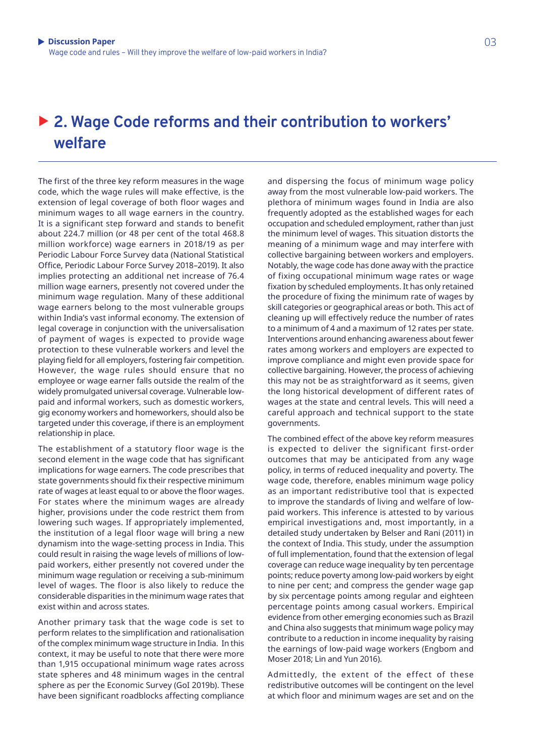# 2. Wage Code reforms and their contribution to workers' welfare

The first of the three key reform measures in the wage code, which the wage rules will make effective, is the extension of legal coverage of both floor wages and minimum wages to all wage earners in the country. It is a significant step forward and stands to benefit about 224.7 million (or 48 per cent of the total 468.8 million workforce) wage earners in 2018/19 as per Periodic Labour Force Survey data (National Statistical Office, Periodic Labour Force Survey 2018–2019). It also implies protecting an additional net increase of 76.4 million wage earners, presently not covered under the minimum wage regulation. Many of these additional wage earners belong to the most vulnerable groups within India's vast informal economy. The extension of legal coverage in conjunction with the universalisation of payment of wages is expected to provide wage protection to these vulnerable workers and level the playing field for all employers, fostering fair competition. However, the wage rules should ensure that no employee or wage earner falls outside the realm of the widely promulgated universal coverage. Vulnerable low-paid and informal workers, such as domestic workers, gig economy workers and homeworkers, should also be targeted under this coverage, if there is an employment relationship in place.

The establishment of a statutory floor wage is the second element in the wage code that has significant implications for wage earners. The code prescribes that state governments should fix their respective minimum rate of wages at least equal to or above the floor wages. For states where the minimum wages are already higher, provisions under the code restrict them from lowering such wages. If appropriately implemented, the institution of a legal floor wage will bring a new dynamism into the wage-setting process in India. This could result in raising the wage levels of millions of low-paid workers, either presently not covered under the minimum wage regulation or receiving a sub-minimum level of wages. The floor is also likely to reduce the considerable disparities in the minimum wage rates that exist within and across states.

Another primary task that the wage code is set to perform relates to the simplification and rationalisation of the complex minimum wage structure in India. In this context, it may be useful to note that there were more than 1,915 occupational minimum wage rates across state spheres and 48 minimum wages in the central sphere as per the Economic Survey (GoI 2019b). These have been significant roadblocks affecting compliance and dispersing the focus of minimum wage policy away from the most vulnerable low-paid workers. The plethora of minimum wages found in India are also frequently adopted as the established wages for each occupation and scheduled employment, rather than just the minimum level of wages. This situation distorts the meaning of a minimum wage and may interfere with collective bargaining between workers and employers. Notably, the wage code has done away with the practice of fixing occupational minimum wage rates or wage fixation by scheduled employments. It has only retained the procedure of fixing the minimum rate of wages by skill categories or geographical areas or both. This act of cleaning up will effectively reduce the number of rates to a minimum of 4 and a maximum of 12 rates per state. Interventions around enhancing awareness about fewer rates among workers and employers are expected to improve compliance and might even provide space for collective bargaining. However, the process of achieving this may not be as straightforward as it seems, given the long historical development of different rates of wages at the state and central levels. This will need a careful approach and technical support to the state governments.

The combined effect of the above key reform measures is expected to deliver the significant first-order outcomes that may be anticipated from any wage policy, in terms of reduced inequality and poverty. The wage code, therefore, enables minimum wage policy as an important redistributive tool that is expected to improve the standards of living and welfare of low-paid workers. This inference is attested to by various empirical investigations and, most importantly, in a detailed study undertaken by Belser and Rani (2011) in the context of India. This study, under the assumption of full implementation, found that the extension of legal coverage can reduce wage inequality by ten percentage points; reduce poverty among low-paid workers by eight to nine per cent; and compress the gender wage gap by six percentage points among regular and eighteen percentage points among casual workers. Empirical evidence from other emerging economies such as Brazil and China also suggests that minimum wage policy may contribute to a reduction in income inequality by raising the earnings of low-paid wage workers (Engbom and Moser 2018; Lin and Yun 2016).

Admittedly, the extent of the effect of these redistributive outcomes will be contingent on the level at which floor and minimum wages are set and on the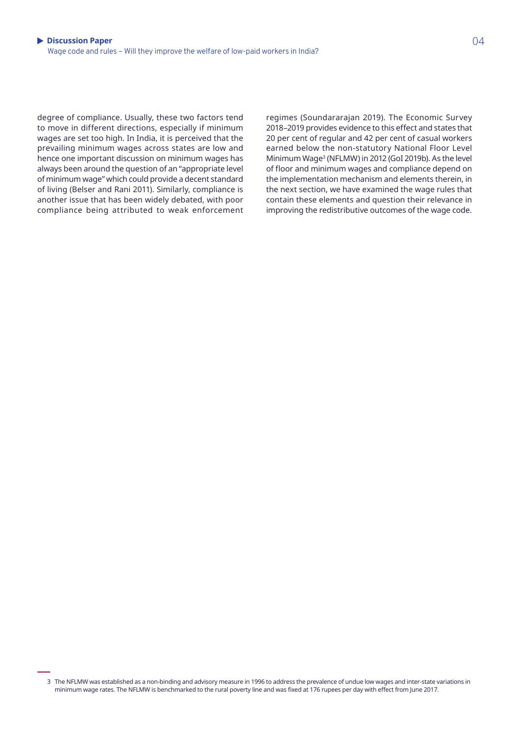degree of compliance. Usually, these two factors tend to move in different directions, especially if minimum wages are set too high. In India, it is perceived that the prevailing minimum wages across states are low and hence one important discussion on minimum wages has always been around the question of an "appropriate level of minimum wage" which could provide a decent standard of living (Belser and Rani 2011). Similarly, compliance is another issue that has been widely debated, with poor compliance being attributed to weak enforcement regimes (Soundararajan 2019). The Economic Survey 2018–2019 provides evidence to this effect and states that 20 per cent of regular and 42 per cent of casual workers earned below the non-statutory National Floor Level Minimum Wage[3] (NFLMW) in 2012 (GoI 2019b). As the level of floor and minimum wages and compliance depend on the implementation mechanism and elements therein, in the next section, we have examined the wage rules that contain these elements and question their relevance in improving the redistributive outcomes of the wage code.

---

3 The NFLMW was established as a non-binding and advisory measure in 1996 to address the prevalence of undue low wages and inter-state variations in minimum wage rates. The NFLMW is benchmarked to the rural poverty line and was fixed at 176 rupees per day with effect from June 2017.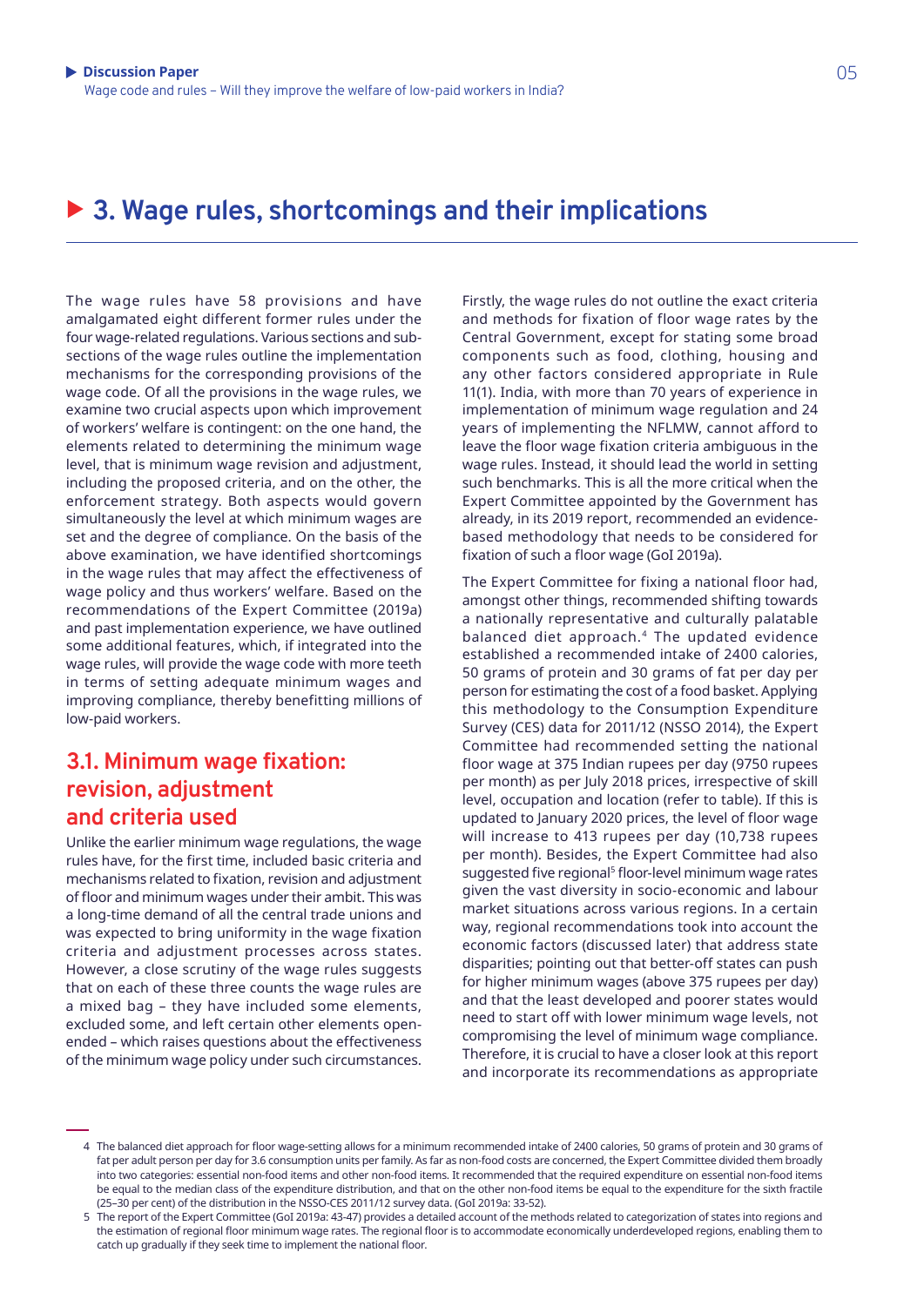## 3. Wage rules, shortcomings and their implications

The wage rules have 58 provisions and have amalgamated eight different former rules under the four wage-related regulations. Various sections and sub-sections of the wage rules outline the implementation mechanisms for the corresponding provisions of the wage code. Of all the provisions in the wage rules, we examine two crucial aspects upon which improvement of workers' welfare is contingent: on the one hand, the elements related to determining the minimum wage level, that is minimum wage revision and adjustment, including the proposed criteria, and on the other, the enforcement strategy. Both aspects would govern simultaneously the level at which minimum wages are set and the degree of compliance. On the basis of the above examination, we have identified shortcomings in the wage rules that may affect the effectiveness of wage policy and thus workers' welfare. Based on the recommendations of the Expert Committee (2019a) and past implementation experience, we have outlined some additional features, which, if integrated into the wage rules, will provide the wage code with more teeth in terms of setting adequate minimum wages and improving compliance, thereby benefitting millions of low-paid workers.

### 3.1. Minimum wage fixation: revision, adjustment and criteria used

Unlike the earlier minimum wage regulations, the wage rules have, for the first time, included basic criteria and mechanisms related to fixation, revision and adjustment of floor and minimum wages under their ambit. This was a long-time demand of all the central trade unions and was expected to bring uniformity in the wage fixation criteria and adjustment processes across states. However, a close scrutiny of the wage rules suggests that on each of these three counts the wage rules are a mixed bag – they have included some elements, excluded some, and left certain other elements open-ended – which raises questions about the effectiveness of the minimum wage policy under such circumstances.

Firstly, the wage rules do not outline the exact criteria and methods for fixation of floor wage rates by the Central Government, except for stating some broad components such as food, clothing, housing and any other factors considered appropriate in Rule 11(1). India, with more than 70 years of experience in implementation of minimum wage regulation and 24 years of implementing the NFLMW, cannot afford to leave the floor wage fixation criteria ambiguous in the wage rules. Instead, it should lead the world in setting such benchmarks. This is all the more critical when the Expert Committee appointed by the Government has already, in its 2019 report, recommended an evidence-based methodology that needs to be considered for fixation of such a floor wage (GoI 2019a).

The Expert Committee for fixing a national floor had, amongst other things, recommended shifting towards a nationally representative and culturally palatable balanced diet approach.[4] The updated evidence established a recommended intake of 2400 calories, 50 grams of protein and 30 grams of fat per day per person for estimating the cost of a food basket. Applying this methodology to the Consumption Expenditure Survey (CES) data for 2011/12 (NSSO 2014), the Expert Committee had recommended setting the national floor wage at 375 Indian rupees per day (9750 rupees per month) as per July 2018 prices, irrespective of skill level, occupation and location (refer to table). If this is updated to January 2020 prices, the level of floor wage will increase to 413 rupees per day (10,738 rupees per month). Besides, the Expert Committee had also suggested five regional[5] floor-level minimum wage rates given the vast diversity in socio-economic and labour market situations across various regions. In a certain way, regional recommendations took into account the economic factors (discussed later) that address state disparities; pointing out that better-off states can push for higher minimum wages (above 375 rupees per day) and that the least developed and poorer states would need to start off with lower minimum wage levels, not compromising the level of minimum wage compliance. Therefore, it is crucial to have a closer look at this report and incorporate its recommendations as appropriate

---

4 The balanced diet approach for floor wage-setting allows for a minimum recommended intake of 2400 calories, 50 grams of protein and 30 grams of fat per adult person per day for 3.6 consumption units per family. As far as non-food costs are concerned, the Expert Committee divided them broadly into two categories: essential non-food items and other non-food items. It recommended that the required expenditure on essential non-food items be equal to the median class of the expenditure distribution, and that on the other non-food items be equal to the expenditure for the sixth fractile (25–30 per cent) of the distribution in the NSSO-CES 2011/12 survey data. (GoI 2019a: 33-52).

5 The report of the Expert Committee (GoI 2019a: 43-47) provides a detailed account of the methods related to categorization of states into regions and the estimation of regional floor minimum wage rates. The regional floor is to accommodate economically underdeveloped regions, enabling them to catch up gradually if they seek time to implement the national floor.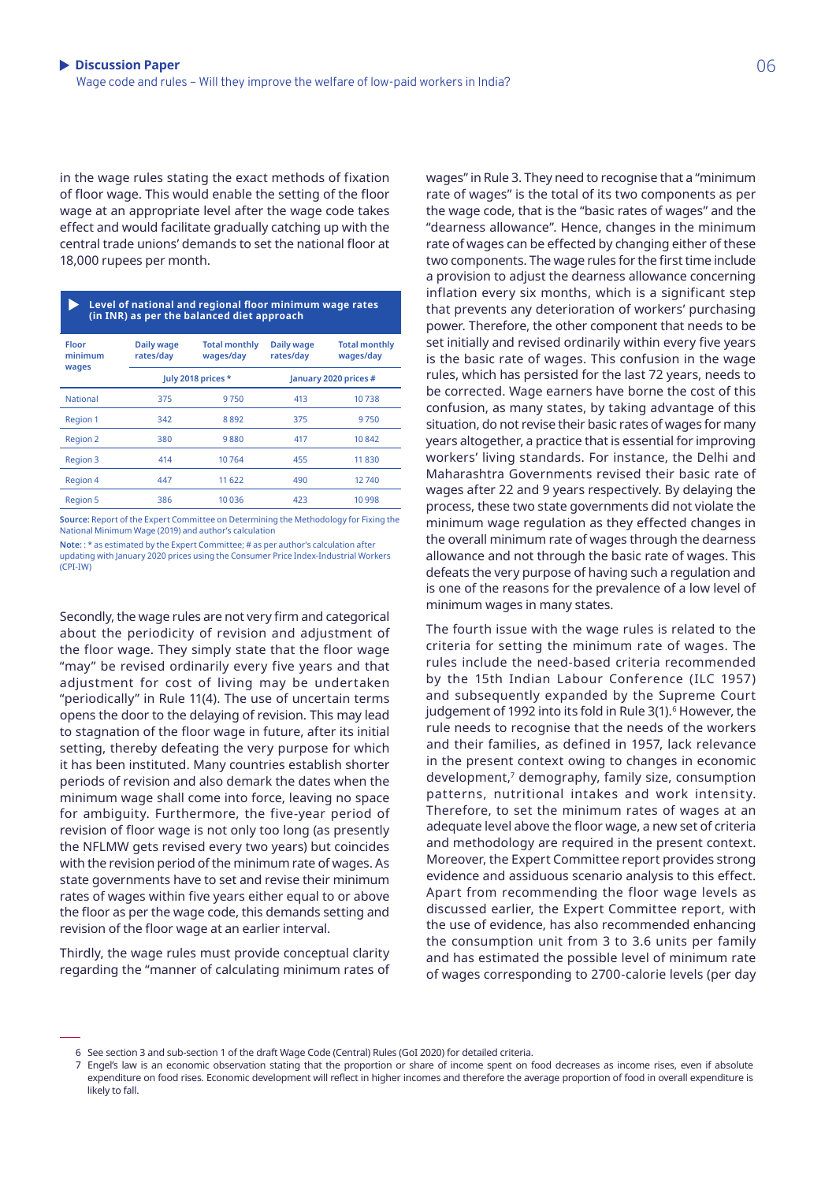in the wage rules stating the exact methods of fixation of floor wage. This would enable the setting of the floor wage at an appropriate level after the wage code takes effect and would facilitate gradually catching up with the central trade unions' demands to set the national floor at 18,000 rupees per month.

**Level of national and regional floor minimum wage rates (in INR) as per the balanced diet approach**

| Floor minimum wages | Daily wage rates/day | Total monthly wages/day | Daily wage rates/day | Total monthly wages/day |
|---|---|---|---|---|
| | July 2018 prices * | | January 2020 prices # | |
| National | 375 | 9 750 | 413 | 10 738 |
| Region 1 | 342 | 8 892 | 375 | 9 750 |
| Region 2 | 380 | 9 880 | 417 | 10 842 |
| Region 3 | 414 | 10 764 | 455 | 11 830 |
| Region 4 | 447 | 11 622 | 490 | 12 740 |
| Region 5 | 386 | 10 036 | 423 | 10 998 |

**Source:** Report of the Expert Committee on Determining the Methodology for Fixing the National Minimum Wage (2019) and author's calculation

**Note:** : * as estimated by the Expert Committee; # as per author's calculation after updating with January 2020 prices using the Consumer Price Index-Industrial Workers (CPI-IW)

Secondly, the wage rules are not very firm and categorical about the periodicity of revision and adjustment of the floor wage. They simply state that the floor wage "may" be revised ordinarily every five years and that adjustment for cost of living may be undertaken "periodically" in Rule 11(4). The use of uncertain terms opens the door to the delaying of revision. This may lead to stagnation of the floor wage in future, after its initial setting, thereby defeating the very purpose for which it has been instituted. Many countries establish shorter periods of revision and also demark the dates when the minimum wage shall come into force, leaving no space for ambiguity. Furthermore, the five-year period of revision of floor wage is not only too long (as presently the NFLMW gets revised every two years) but coincides with the revision period of the minimum rate of wages. As state governments have to set and revise their minimum rates of wages within five years either equal to or above the floor as per the wage code, this demands setting and revision of the floor wage at an earlier interval.

Thirdly, the wage rules must provide conceptual clarity regarding the "manner of calculating minimum rates of wages" in Rule 3. They need to recognise that a "minimum rate of wages" is the total of its two components as per the wage code, that is the "basic rates of wages" and the "dearness allowance". Hence, changes in the minimum rate of wages can be effected by changing either of these two components. The wage rules for the first time include a provision to adjust the dearness allowance concerning inflation every six months, which is a significant step that prevents any deterioration of workers' purchasing power. Therefore, the other component that needs to be set initially and revised ordinarily within every five years is the basic rate of wages. This confusion in the wage rules, which has persisted for the last 72 years, needs to be corrected. Wage earners have borne the cost of this confusion, as many states, by taking advantage of this situation, do not revise their basic rates of wages for many years altogether, a practice that is essential for improving workers' living standards. For instance, the Delhi and Maharashtra Governments revised their basic rate of wages after 22 and 9 years respectively. By delaying the process, these two state governments did not violate the minimum wage regulation as they effected changes in the overall minimum rate of wages through the dearness allowance and not through the basic rate of wages. This defeats the very purpose of having such a regulation and is one of the reasons for the prevalence of a low level of minimum wages in many states.

The fourth issue with the wage rules is related to the criteria for setting the minimum rate of wages. The rules include the need-based criteria recommended by the 15th Indian Labour Conference (ILC 1957) and subsequently expanded by the Supreme Court judgement of 1992 into its fold in Rule 3(1).[6] However, the rule needs to recognise that the needs of the workers and their families, as defined in 1957, lack relevance in the present context owing to changes in economic development,[7] demography, family size, consumption patterns, nutritional intakes and work intensity. Therefore, to set the minimum rates of wages at an adequate level above the floor wage, a new set of criteria and methodology are required in the present context. Moreover, the Expert Committee report provides strong evidence and assiduous scenario analysis to this effect. Apart from recommending the floor wage levels as discussed earlier, the Expert Committee report, with the use of evidence, has also recommended enhancing the consumption unit from 3 to 3.6 units per family and has estimated the possible level of minimum rate of wages corresponding to 2700-calorie levels (per day

6 See section 3 and sub-section 1 of the draft Wage Code (Central) Rules (GoI 2020) for detailed criteria.

7 Engel's law is an economic observation stating that the proportion or share of income spent on food decreases as income rises, even if absolute expenditure on food rises. Economic development will reflect in higher incomes and therefore the average proportion of food in overall expenditure is likely to fall.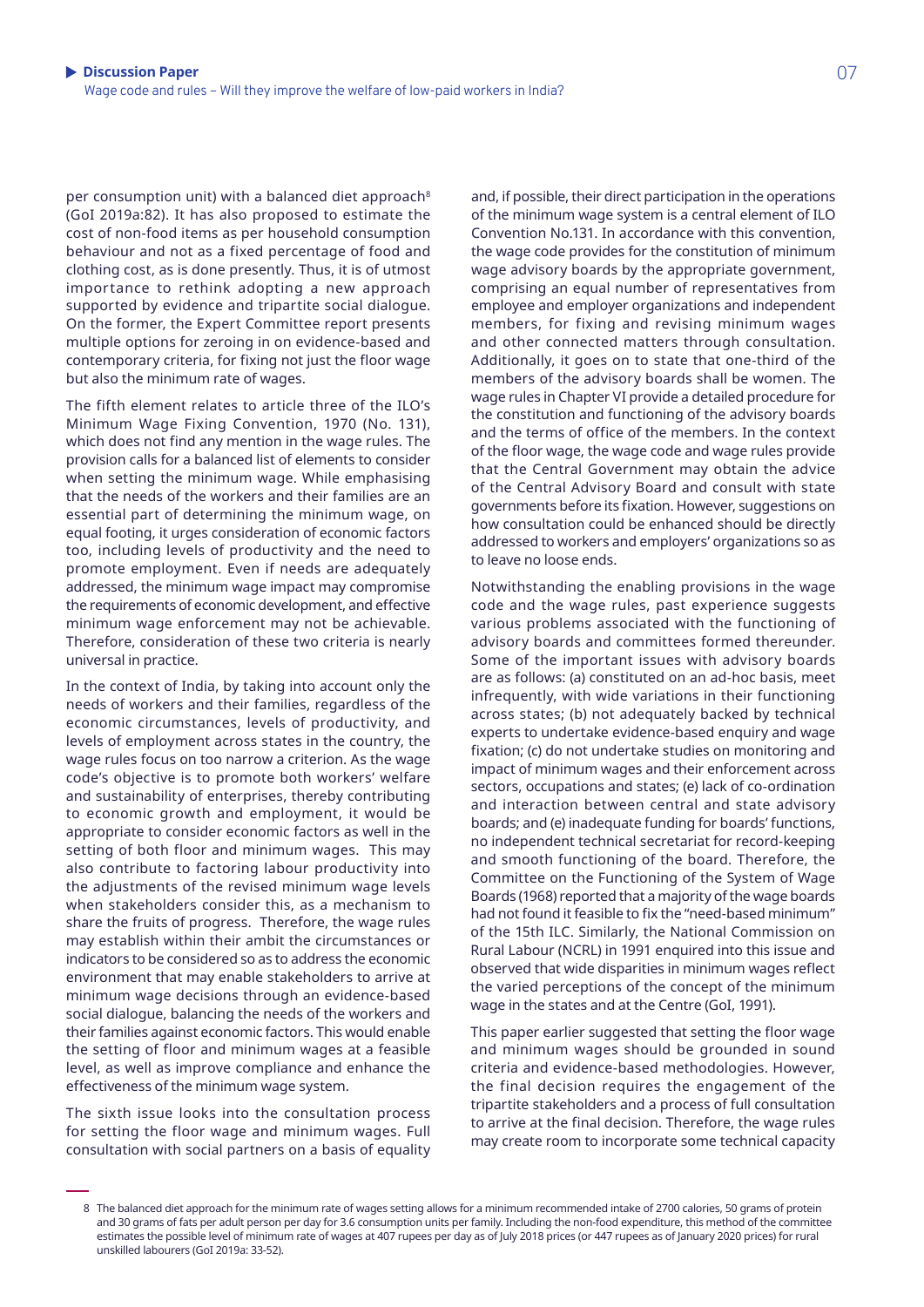per consumption unit) with a balanced diet approach[8] (GoI 2019a:82). It has also proposed to estimate the cost of non-food items as per household consumption behaviour and not as a fixed percentage of food and clothing cost, as is done presently. Thus, it is of utmost importance to rethink adopting a new approach supported by evidence and tripartite social dialogue. On the former, the Expert Committee report presents multiple options for zeroing in on evidence-based and contemporary criteria, for fixing not just the floor wage but also the minimum rate of wages.

The fifth element relates to article three of the ILO's Minimum Wage Fixing Convention, 1970 (No. 131), which does not find any mention in the wage rules. The provision calls for a balanced list of elements to consider when setting the minimum wage. While emphasising that the needs of the workers and their families are an essential part of determining the minimum wage, on equal footing, it urges consideration of economic factors too, including levels of productivity and the need to promote employment. Even if needs are adequately addressed, the minimum wage impact may compromise the requirements of economic development, and effective minimum wage enforcement may not be achievable. Therefore, consideration of these two criteria is nearly universal in practice.

In the context of India, by taking into account only the needs of workers and their families, regardless of the economic circumstances, levels of productivity, and levels of employment across states in the country, the wage rules focus on too narrow a criterion. As the wage code's objective is to promote both workers' welfare and sustainability of enterprises, thereby contributing to economic growth and employment, it would be appropriate to consider economic factors as well in the setting of both floor and minimum wages. This may also contribute to factoring labour productivity into the adjustments of the revised minimum wage levels when stakeholders consider this, as a mechanism to share the fruits of progress. Therefore, the wage rules may establish within their ambit the circumstances or indicators to be considered so as to address the economic environment that may enable stakeholders to arrive at minimum wage decisions through an evidence-based social dialogue, balancing the needs of the workers and their families against economic factors. This would enable the setting of floor and minimum wages at a feasible level, as well as improve compliance and enhance the effectiveness of the minimum wage system.

The sixth issue looks into the consultation process for setting the floor wage and minimum wages. Full consultation with social partners on a basis of equality and, if possible, their direct participation in the operations of the minimum wage system is a central element of ILO Convention No.131. In accordance with this convention, the wage code provides for the constitution of minimum wage advisory boards by the appropriate government, comprising an equal number of representatives from employee and employer organizations and independent members, for fixing and revising minimum wages and other connected matters through consultation. Additionally, it goes on to state that one-third of the members of the advisory boards shall be women. The wage rules in Chapter VI provide a detailed procedure for the constitution and functioning of the advisory boards and the terms of office of the members. In the context of the floor wage, the wage code and wage rules provide that the Central Government may obtain the advice of the Central Advisory Board and consult with state governments before its fixation. However, suggestions on how consultation could be enhanced should be directly addressed to workers and employers' organizations so as to leave no loose ends.

Notwithstanding the enabling provisions in the wage code and the wage rules, past experience suggests various problems associated with the functioning of advisory boards and committees formed thereunder. Some of the important issues with advisory boards are as follows: (a) constituted on an ad-hoc basis, meet infrequently, with wide variations in their functioning across states; (b) not adequately backed by technical experts to undertake evidence-based enquiry and wage fixation; (c) do not undertake studies on monitoring and impact of minimum wages and their enforcement across sectors, occupations and states; (e) lack of co-ordination and interaction between central and state advisory boards; and (e) inadequate funding for boards' functions, no independent technical secretariat for record-keeping and smooth functioning of the board. Therefore, the Committee on the Functioning of the System of Wage Boards (1968) reported that a majority of the wage boards had not found it feasible to fix the "need-based minimum" of the 15th ILC. Similarly, the National Commission on Rural Labour (NCRL) in 1991 enquired into this issue and observed that wide disparities in minimum wages reflect the varied perceptions of the concept of the minimum wage in the states and at the Centre (GoI, 1991).

This paper earlier suggested that setting the floor wage and minimum wages should be grounded in sound criteria and evidence-based methodologies. However, the final decision requires the engagement of the tripartite stakeholders and a process of full consultation to arrive at the final decision. Therefore, the wage rules may create room to incorporate some technical capacity

---

8 The balanced diet approach for the minimum rate of wages setting allows for a minimum recommended intake of 2700 calories, 50 grams of protein and 30 grams of fats per adult person per day for 3.6 consumption units per family. Including the non-food expenditure, this method of the committee estimates the possible level of minimum rate of wages at 407 rupees per day as of July 2018 prices (or 447 rupees as of January 2020 prices) for rural unskilled labourers (GoI 2019a: 33-52).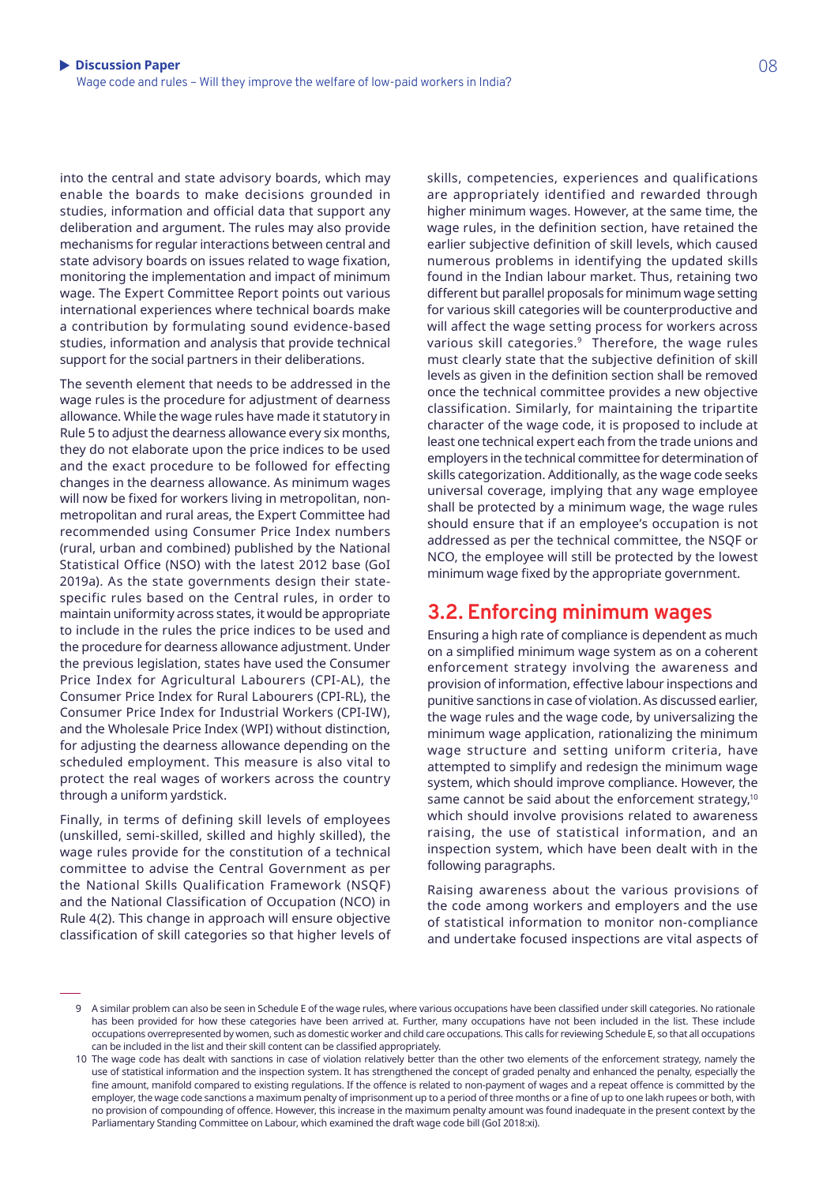into the central and state advisory boards, which may enable the boards to make decisions grounded in studies, information and official data that support any deliberation and argument. The rules may also provide mechanisms for regular interactions between central and state advisory boards on issues related to wage fixation, monitoring the implementation and impact of minimum wage. The Expert Committee Report points out various international experiences where technical boards make a contribution by formulating sound evidence-based studies, information and analysis that provide technical support for the social partners in their deliberations.

The seventh element that needs to be addressed in the wage rules is the procedure for adjustment of dearness allowance. While the wage rules have made it statutory in Rule 5 to adjust the dearness allowance every six months, they do not elaborate upon the price indices to be used and the exact procedure to be followed for effecting changes in the dearness allowance. As minimum wages will now be fixed for workers living in metropolitan, non-metropolitan and rural areas, the Expert Committee had recommended using Consumer Price Index numbers (rural, urban and combined) published by the National Statistical Office (NSO) with the latest 2012 base (GoI 2019a). As the state governments design their state-specific rules based on the Central rules, in order to maintain uniformity across states, it would be appropriate to include in the rules the price indices to be used and the procedure for dearness allowance adjustment. Under the previous legislation, states have used the Consumer Price Index for Agricultural Labourers (CPI-AL), the Consumer Price Index for Rural Labourers (CPI-RL), the Consumer Price Index for Industrial Workers (CPI-IW), and the Wholesale Price Index (WPI) without distinction, for adjusting the dearness allowance depending on the scheduled employment. This measure is also vital to protect the real wages of workers across the country through a uniform yardstick.

Finally, in terms of defining skill levels of employees (unskilled, semi-skilled, skilled and highly skilled), the wage rules provide for the constitution of a technical committee to advise the Central Government as per the National Skills Qualification Framework (NSQF) and the National Classification of Occupation (NCO) in Rule 4(2). This change in approach will ensure objective classification of skill categories so that higher levels of skills, competencies, experiences and qualifications are appropriately identified and rewarded through higher minimum wages. However, at the same time, the wage rules, in the definition section, have retained the earlier subjective definition of skill levels, which caused numerous problems in identifying the updated skills found in the Indian labour market. Thus, retaining two different but parallel proposals for minimum wage setting for various skill categories will be counterproductive and will affect the wage setting process for workers across various skill categories.[9] Therefore, the wage rules must clearly state that the subjective definition of skill levels as given in the definition section shall be removed once the technical committee provides a new objective classification. Similarly, for maintaining the tripartite character of the wage code, it is proposed to include at least one technical expert each from the trade unions and employers in the technical committee for determination of skills categorization. Additionally, as the wage code seeks universal coverage, implying that any wage employee shall be protected by a minimum wage, the wage rules should ensure that if an employee's occupation is not addressed as per the technical committee, the NSQF or NCO, the employee will still be protected by the lowest minimum wage fixed by the appropriate government.

## 3.2. Enforcing minimum wages

Ensuring a high rate of compliance is dependent as much on a simplified minimum wage system as on a coherent enforcement strategy involving the awareness and provision of information, effective labour inspections and punitive sanctions in case of violation. As discussed earlier, the wage rules and the wage code, by universalizing the minimum wage application, rationalizing the minimum wage structure and setting uniform criteria, have attempted to simplify and redesign the minimum wage system, which should improve compliance. However, the same cannot be said about the enforcement strategy,[10] which should involve provisions related to awareness raising, the use of statistical information, and an inspection system, which have been dealt with in the following paragraphs.

Raising awareness about the various provisions of the code among workers and employers and the use of statistical information to monitor non-compliance and undertake focused inspections are vital aspects of

---

9 A similar problem can also be seen in Schedule E of the wage rules, where various occupations have been classified under skill categories. No rationale has been provided for how these categories have been arrived at. Further, many occupations have not been included in the list. These include occupations overrepresented by women, such as domestic worker and child care occupations. This calls for reviewing Schedule E, so that all occupations can be included in the list and their skill content can be classified appropriately.

10 The wage code has dealt with sanctions in case of violation relatively better than the other two elements of the enforcement strategy, namely the use of statistical information and the inspection system. It has strengthened the concept of graded penalty and enhanced the penalty, especially the fine amount, manifold compared to existing regulations. If the offence is related to non-payment of wages and a repeat offence is committed by the employer, the wage code sanctions a maximum penalty of imprisonment up to a period of three months or a fine of up to one lakh rupees or both, with no provision of compounding of offence. However, this increase in the maximum penalty amount was found inadequate in the present context by the Parliamentary Standing Committee on Labour, which examined the draft wage code bill (GoI 2018:xi).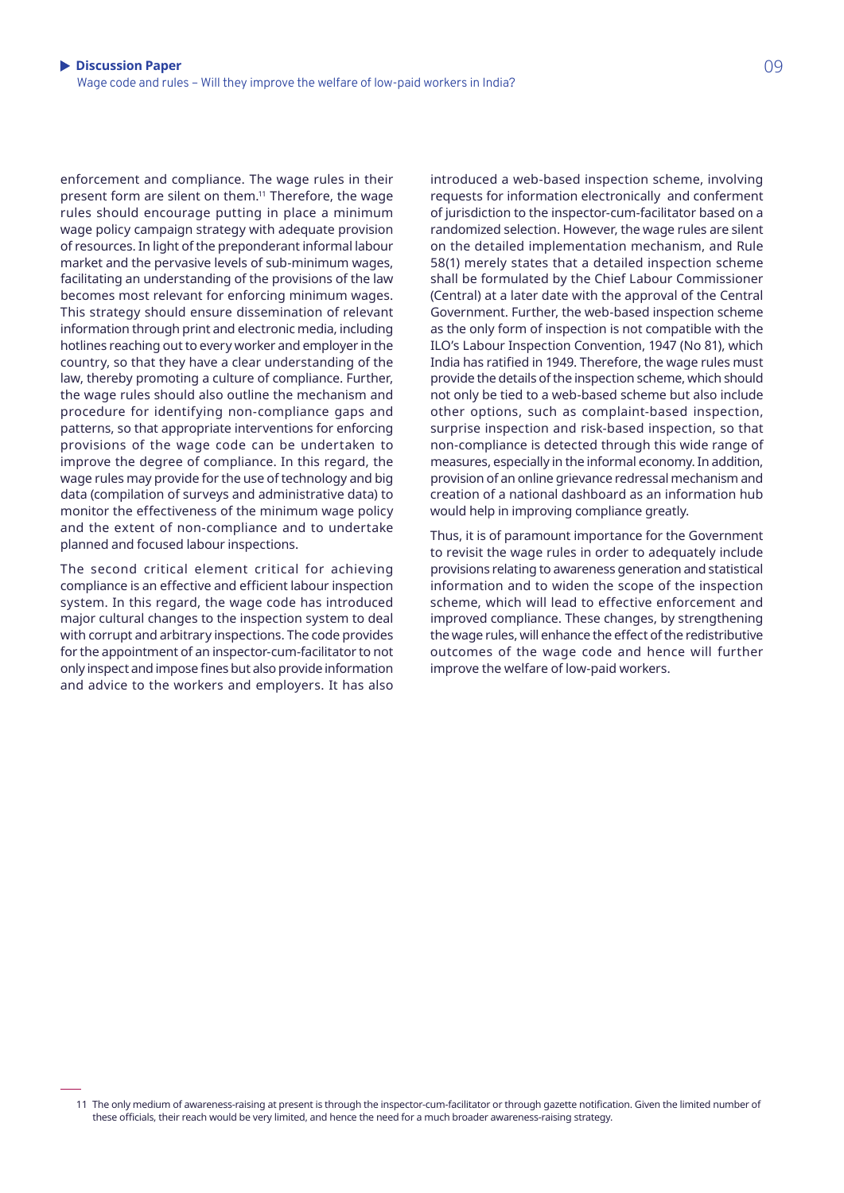enforcement and compliance. The wage rules in their present form are silent on them.[11] Therefore, the wage rules should encourage putting in place a minimum wage policy campaign strategy with adequate provision of resources. In light of the preponderant informal labour market and the pervasive levels of sub-minimum wages, facilitating an understanding of the provisions of the law becomes most relevant for enforcing minimum wages. This strategy should ensure dissemination of relevant information through print and electronic media, including hotlines reaching out to every worker and employer in the country, so that they have a clear understanding of the law, thereby promoting a culture of compliance. Further, the wage rules should also outline the mechanism and procedure for identifying non-compliance gaps and patterns, so that appropriate interventions for enforcing provisions of the wage code can be undertaken to improve the degree of compliance. In this regard, the wage rules may provide for the use of technology and big data (compilation of surveys and administrative data) to monitor the effectiveness of the minimum wage policy and the extent of non-compliance and to undertake planned and focused labour inspections.

The second critical element critical for achieving compliance is an effective and efficient labour inspection system. In this regard, the wage code has introduced major cultural changes to the inspection system to deal with corrupt and arbitrary inspections. The code provides for the appointment of an inspector-cum-facilitator to not only inspect and impose fines but also provide information and advice to the workers and employers. It has also introduced a web-based inspection scheme, involving requests for information electronically and conferment of jurisdiction to the inspector-cum-facilitator based on a randomized selection. However, the wage rules are silent on the detailed implementation mechanism, and Rule 58(1) merely states that a detailed inspection scheme shall be formulated by the Chief Labour Commissioner (Central) at a later date with the approval of the Central Government. Further, the web-based inspection scheme as the only form of inspection is not compatible with the ILO's Labour Inspection Convention, 1947 (No 81), which India has ratified in 1949. Therefore, the wage rules must provide the details of the inspection scheme, which should not only be tied to a web-based scheme but also include other options, such as complaint-based inspection, surprise inspection and risk-based inspection, so that non-compliance is detected through this wide range of measures, especially in the informal economy. In addition, provision of an online grievance redressal mechanism and creation of a national dashboard as an information hub would help in improving compliance greatly.

Thus, it is of paramount importance for the Government to revisit the wage rules in order to adequately include provisions relating to awareness generation and statistical information and to widen the scope of the inspection scheme, which will lead to effective enforcement and improved compliance. These changes, by strengthening the wage rules, will enhance the effect of the redistributive outcomes of the wage code and hence will further improve the welfare of low-paid workers.

---

11 The only medium of awareness-raising at present is through the inspector-cum-facilitator or through gazette notification. Given the limited number of these officials, their reach would be very limited, and hence the need for a much broader awareness-raising strategy.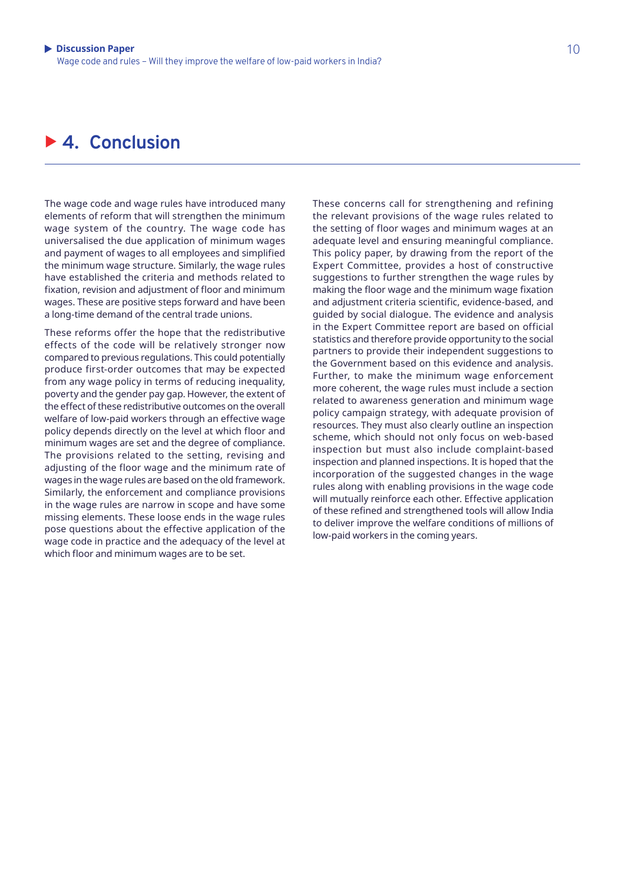# 4. Conclusion

The wage code and wage rules have introduced many elements of reform that will strengthen the minimum wage system of the country. The wage code has universalised the due application of minimum wages and payment of wages to all employees and simplified the minimum wage structure. Similarly, the wage rules have established the criteria and methods related to fixation, revision and adjustment of floor and minimum wages. These are positive steps forward and have been a long-time demand of the central trade unions.

These reforms offer the hope that the redistributive effects of the code will be relatively stronger now compared to previous regulations. This could potentially produce first-order outcomes that may be expected from any wage policy in terms of reducing inequality, poverty and the gender pay gap. However, the extent of the effect of these redistributive outcomes on the overall welfare of low-paid workers through an effective wage policy depends directly on the level at which floor and minimum wages are set and the degree of compliance. The provisions related to the setting, revising and adjusting of the floor wage and the minimum rate of wages in the wage rules are based on the old framework. Similarly, the enforcement and compliance provisions in the wage rules are narrow in scope and have some missing elements. These loose ends in the wage rules pose questions about the effective application of the wage code in practice and the adequacy of the level at which floor and minimum wages are to be set.

These concerns call for strengthening and refining the relevant provisions of the wage rules related to the setting of floor wages and minimum wages at an adequate level and ensuring meaningful compliance. This policy paper, by drawing from the report of the Expert Committee, provides a host of constructive suggestions to further strengthen the wage rules by making the floor wage and the minimum wage fixation and adjustment criteria scientific, evidence-based, and guided by social dialogue. The evidence and analysis in the Expert Committee report are based on official statistics and therefore provide opportunity to the social partners to provide their independent suggestions to the Government based on this evidence and analysis. Further, to make the minimum wage enforcement more coherent, the wage rules must include a section related to awareness generation and minimum wage policy campaign strategy, with adequate provision of resources. They must also clearly outline an inspection scheme, which should not only focus on web-based inspection but must also include complaint-based inspection and planned inspections. It is hoped that the incorporation of the suggested changes in the wage rules along with enabling provisions in the wage code will mutually reinforce each other. Effective application of these refined and strengthened tools will allow India to deliver improve the welfare conditions of millions of low-paid workers in the coming years.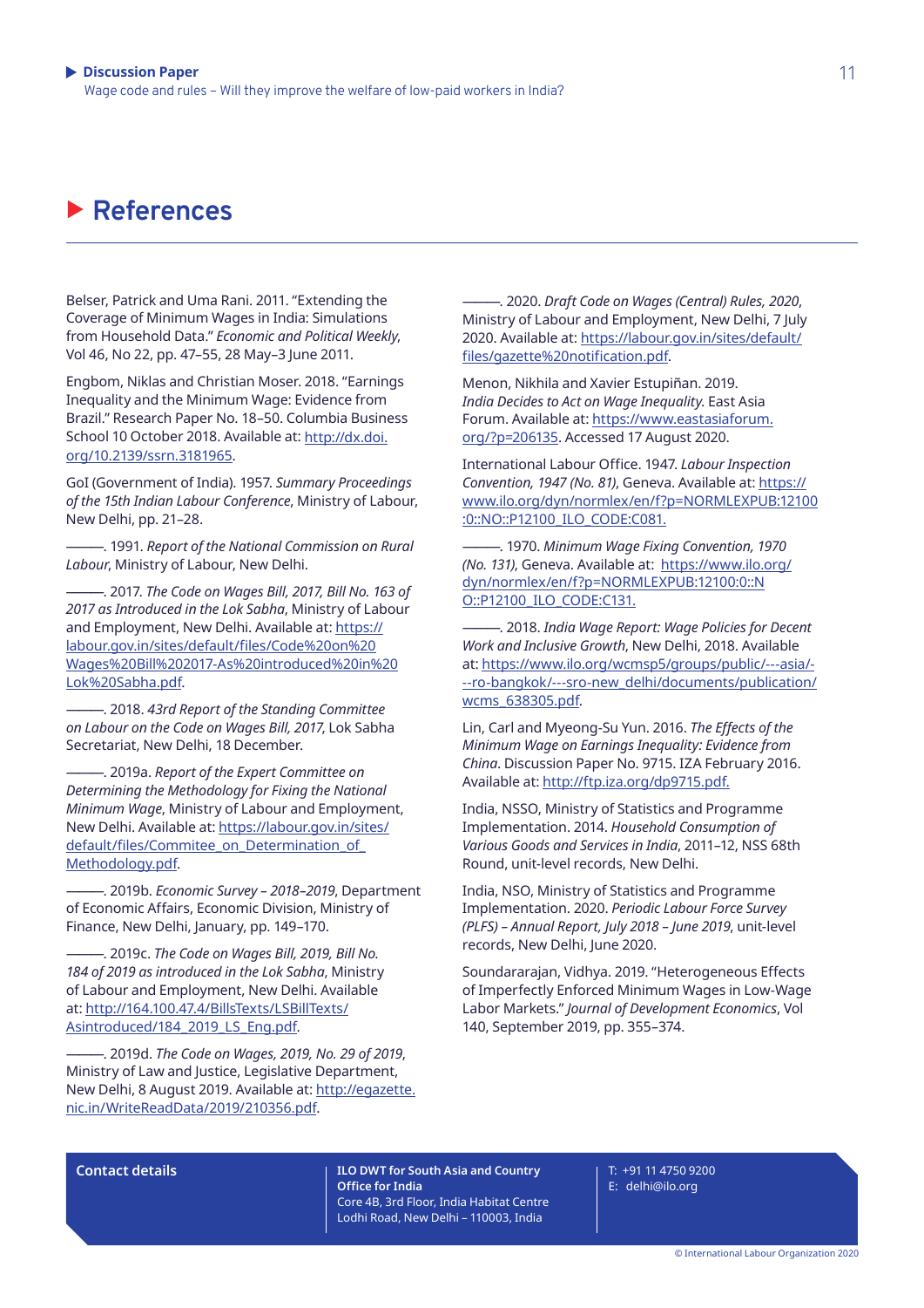# References

Belser, Patrick and Uma Rani. 2011. "Extending the Coverage of Minimum Wages in India: Simulations from Household Data." *Economic and Political Weekly*, Vol 46, No 22, pp. 47–55, 28 May–3 June 2011.

Engbom, Niklas and Christian Moser. 2018. "Earnings Inequality and the Minimum Wage: Evidence from Brazil." Research Paper No. 18–50. Columbia Business School 10 October 2018. Available at: http://dx.doi.org/10.2139/ssrn.3181965.

GoI (Government of India). 1957. *Summary Proceedings of the 15th Indian Labour Conference*, Ministry of Labour, New Delhi, pp. 21–28.

———. 1991. *Report of the National Commission on Rural Labour*, Ministry of Labour, New Delhi.

———. 2017. *The Code on Wages Bill, 2017, Bill No. 163 of 2017 as Introduced in the Lok Sabha*, Ministry of Labour and Employment, New Delhi. Available at: https://labour.gov.in/sites/default/files/Code%20on%20Wages%20Bill%202017-As%20introduced%20in%20Lok%20Sabha.pdf.

———. 2018. *43rd Report of the Standing Committee on Labour on the Code on Wages Bill, 2017*, Lok Sabha Secretariat, New Delhi, 18 December.

———. 2019a. *Report of the Expert Committee on Determining the Methodology for Fixing the National Minimum Wage*, Ministry of Labour and Employment, New Delhi. Available at: https://labour.gov.in/sites/default/files/Commitee_on_Determination_of_Methodology.pdf.

———. 2019b. *Economic Survey – 2018–2019*, Department of Economic Affairs, Economic Division, Ministry of Finance, New Delhi, January, pp. 149–170.

———. 2019c. *The Code on Wages Bill, 2019, Bill No. 184 of 2019 as introduced in the Lok Sabha*, Ministry of Labour and Employment, New Delhi. Available at: http://164.100.47.4/BillsTexts/LSBillTexts/Asintroduced/184_2019_LS_Eng.pdf.

———. 2019d. *The Code on Wages, 2019, No. 29 of 2019*, Ministry of Law and Justice, Legislative Department, New Delhi, 8 August 2019. Available at: http://egazette.nic.in/WriteReadData/2019/210356.pdf.

———. 2020. *Draft Code on Wages (Central) Rules, 2020*, Ministry of Labour and Employment, New Delhi, 7 July 2020. Available at: https://labour.gov.in/sites/default/files/gazette%20notification.pdf.

Menon, Nikhila and Xavier Estupiñan. 2019. *India Decides to Act on Wage Inequality.* East Asia Forum. Available at: https://www.eastasiaforum.org/?p=206135. Accessed 17 August 2020.

International Labour Office. 1947. *Labour Inspection Convention, 1947 (No. 81)*, Geneva. Available at: https://www.ilo.org/dyn/normlex/en/f?p=NORMLEXPUB:12100:0::NO::P12100_ILO_CODE:C081.

———. 1970. *Minimum Wage Fixing Convention, 1970 (No. 131)*, Geneva. Available at: https://www.ilo.org/dyn/normlex/en/f?p=NORMLEXPUB:12100:0::NO::P12100_ILO_CODE:C131.

———. 2018. *India Wage Report: Wage Policies for Decent Work and Inclusive Growth*, New Delhi, 2018. Available at: https://www.ilo.org/wcmsp5/groups/public/---asia/---ro-bangkok/---sro-new_delhi/documents/publication/wcms_638305.pdf.

Lin, Carl and Myeong-Su Yun. 2016. *The Effects of the Minimum Wage on Earnings Inequality: Evidence from China*. Discussion Paper No. 9715. IZA February 2016. Available at: http://ftp.iza.org/dp9715.pdf.

India, NSSO, Ministry of Statistics and Programme Implementation. 2014. *Household Consumption of Various Goods and Services in India*, 2011–12, NSS 68th Round, unit-level records, New Delhi.

India, NSO, Ministry of Statistics and Programme Implementation. 2020. *Periodic Labour Force Survey (PLFS) – Annual Report, July 2018 – June 2019*, unit-level records, New Delhi, June 2020.

Soundararajan, Vidhya. 2019. "Heterogeneous Effects of Imperfectly Enforced Minimum Wages in Low-Wage Labor Markets." *Journal of Development Economics*, Vol 140, September 2019, pp. 355–374.

**Contact details**

**ILO DWT for South Asia and Country Office for India**
Core 4B, 3rd Floor, India Habitat Centre
Lodhi Road, New Delhi – 110003, India

T: +91 11 4750 9200
E: delhi@ilo.org

© International Labour Organization 2020